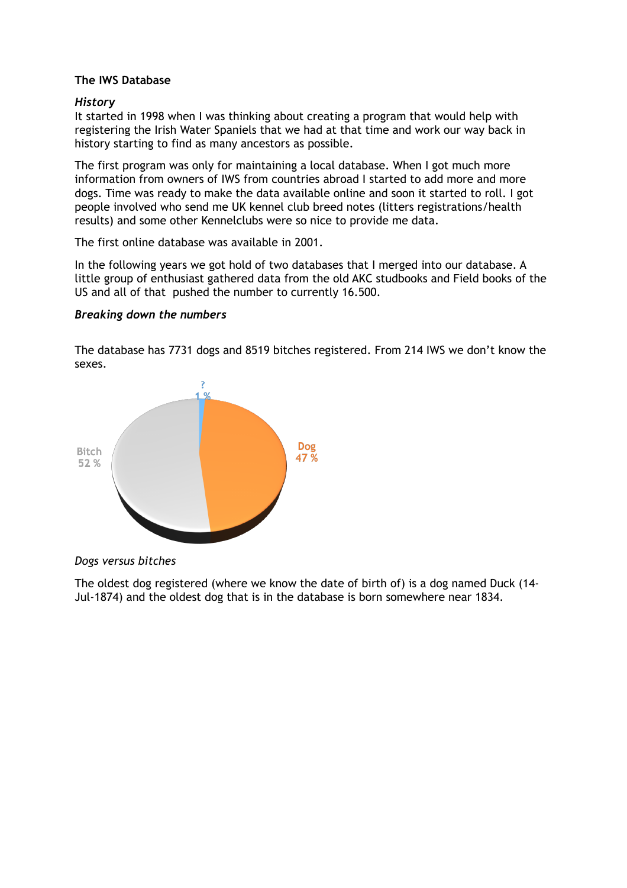## The IWS Database

### *History*

It started in 1998 when I was thinking about creating a program that would help with registering the Irish Water Spaniels that we had at that time and work our way back in history starting to find as many ancestors as possible.

The first program was only for maintaining a local database. When I got much more information from owners of IWS from countries abroad I started to add more and more dogs. Time was ready to make the data available online and soon it started to roll. I got people involved who send me UK kennel club breed notes (litters registrations/health results) and some other Kennelclubs were so nice to provide me data.

The first online database was available in 2001.

In the following years we got hold of two databases that I merged into our database. A little group of enthusiast gathered data from the old AKC studbooks and Field books of the US and all of that pushed the number to currently 16.500.

### ***Breaking down the numbers***

The database has 7731 dogs and 8519 bitches registered. From 214 IWS we don't know the sexes.

*Dogs versus bitches*

The oldest dog registered (where we know the date of birth of) is a dog named Duck (14-Jul-1874) and the oldest dog that is in the database is born somewhere near 1834.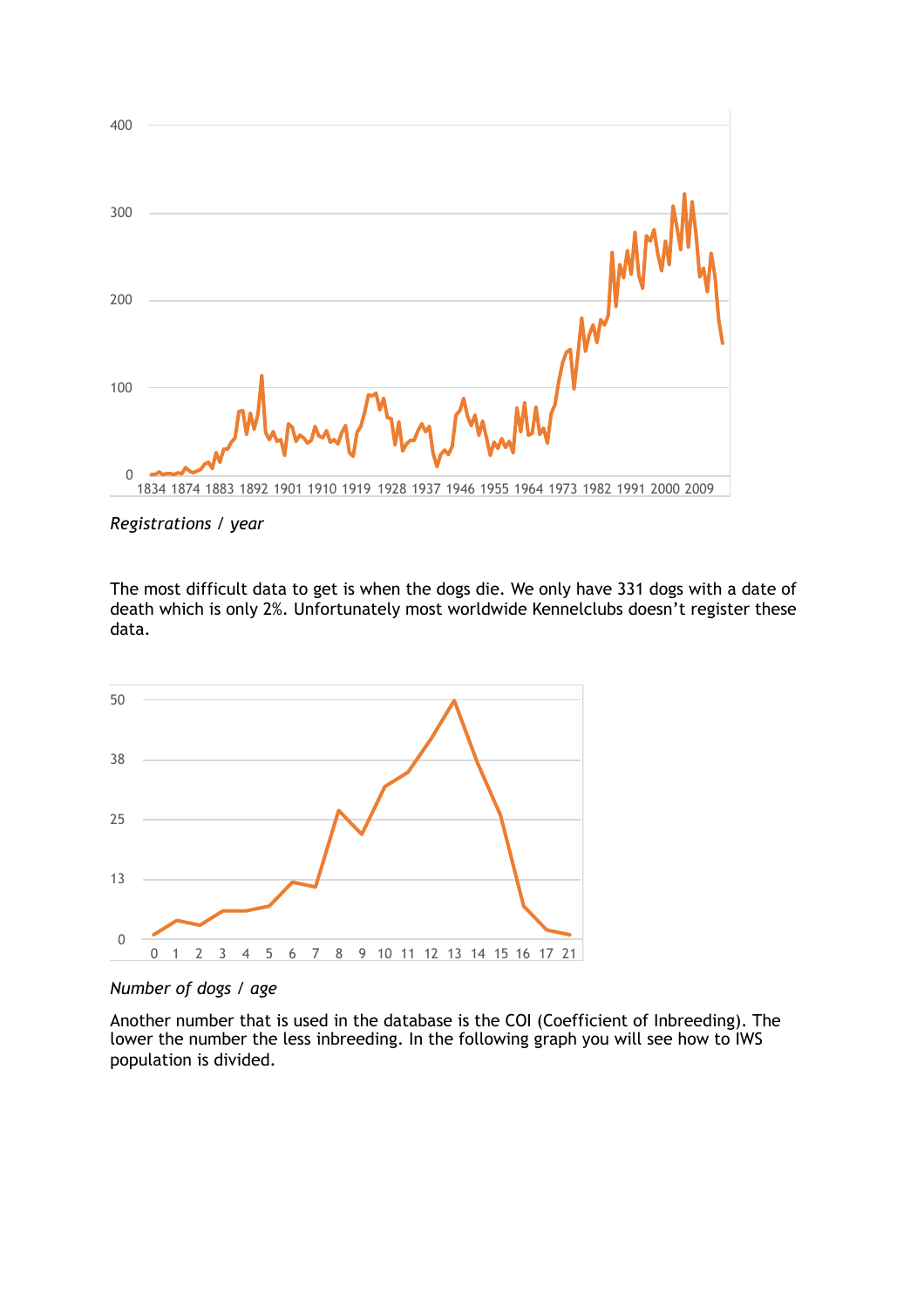*Registrations / year*

The most difficult data to get is when the dogs die. We only have 331 dogs with a date of death which is only 2%. Unfortunately most worldwide Kennelclubs doesn't register these data.

*Number of dogs / age*

Another number that is used in the database is the COI (Coefficient of Inbreeding). The lower the number the less inbreeding. In the following graph you will see how to IWS population is divided.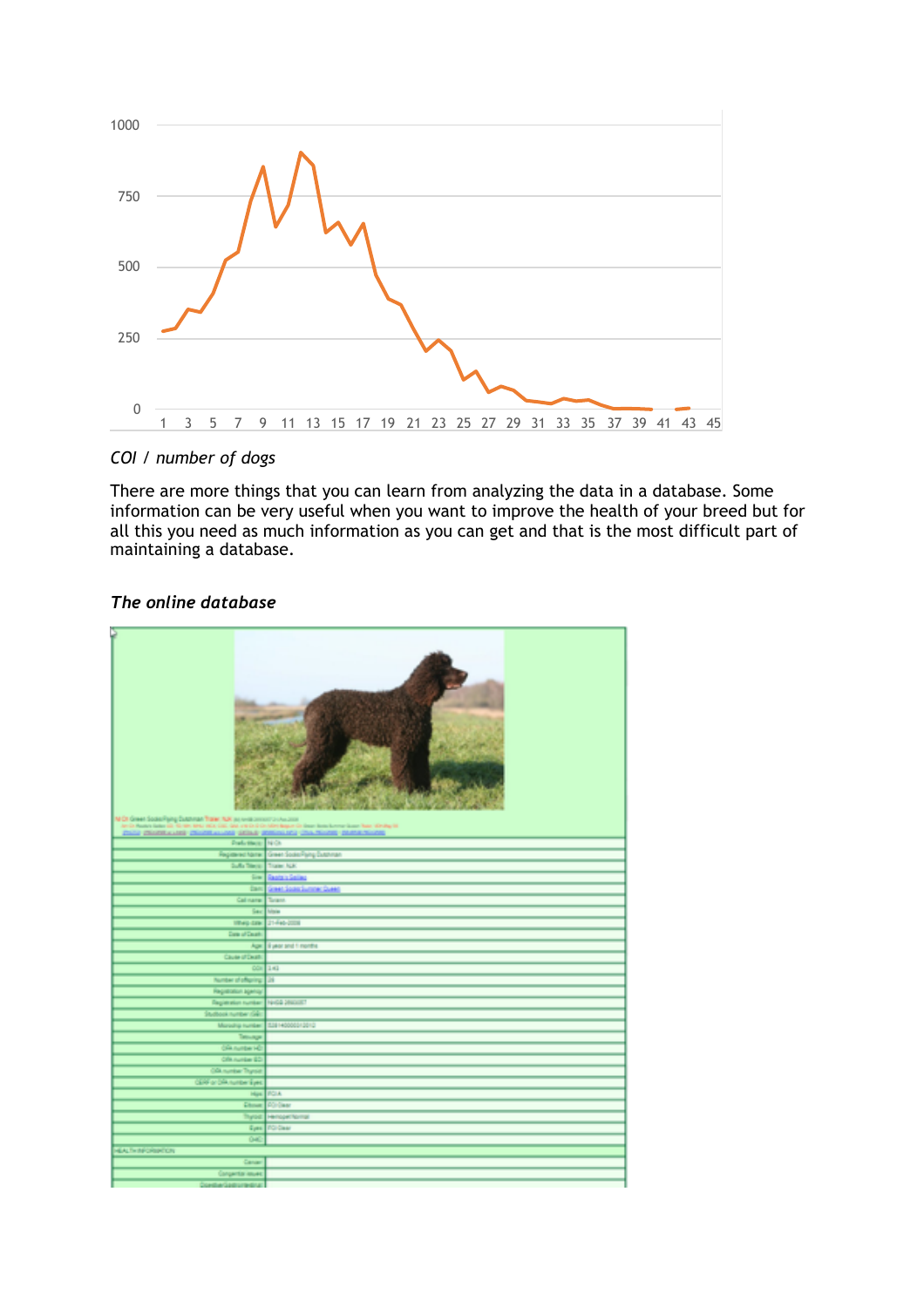*COI / number of dogs*

There are more things that you can learn from analyzing the data in a database. Some information can be very useful when you want to improve the health of your breed but for all this you need as much information as you can get and that is the most difficult part of maintaining a database.

***The online database***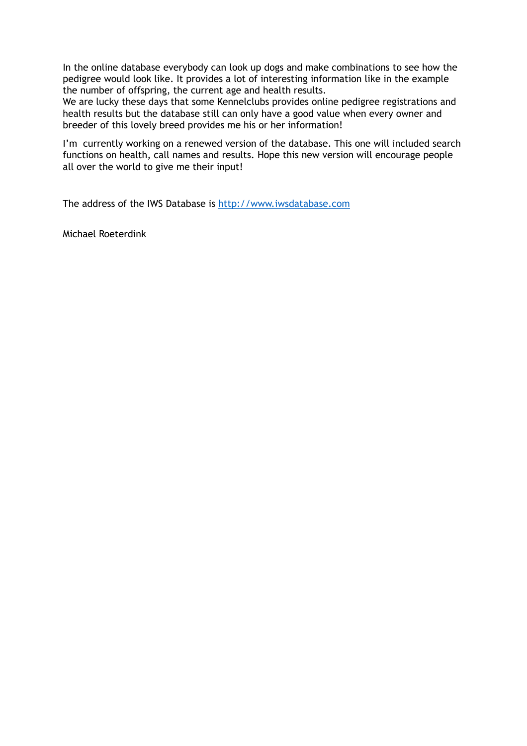In the online database everybody can look up dogs and make combinations to see how the pedigree would look like. It provides a lot of interesting information like in the example the number of offspring, the current age and health results.
We are lucky these days that some Kennelclubs provides online pedigree registrations and health results but the database still can only have a good value when every owner and breeder of this lovely breed provides me his or her information!

I'm currently working on a renewed version of the database. This one will included search functions on health, call names and results. Hope this new version will encourage people all over the world to give me their input!

The address of the IWS Database is [http://www.iwsdatabase.com](http://www.iwsdatabase.com)

Michael Roeterdink